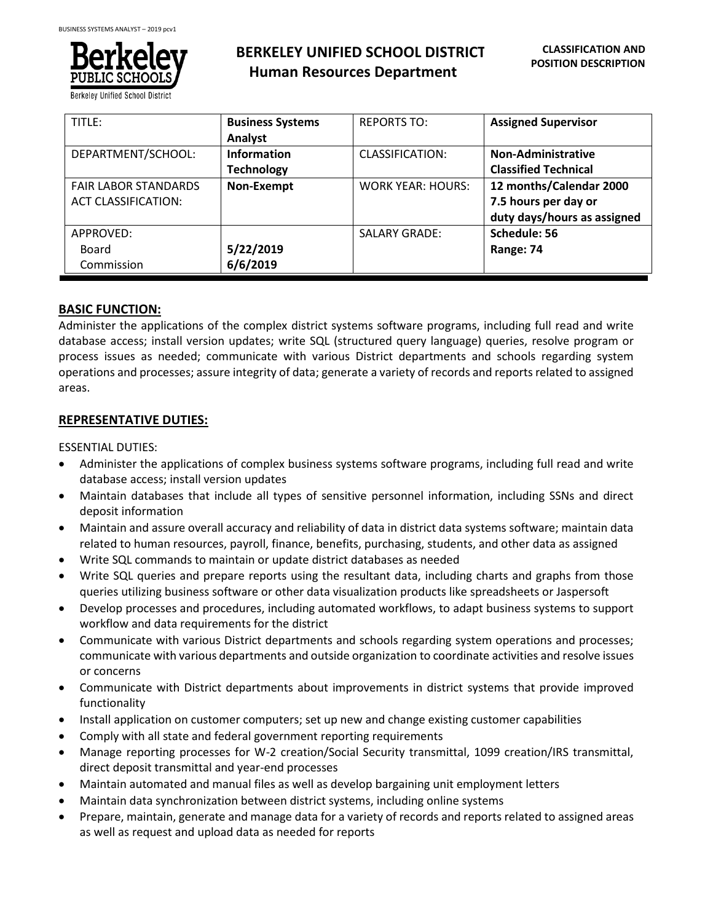# BERKELEY UNIFIED SCHOOL DISTRICT
## Human Resources Department

**CLASSIFICATION AND POSITION DESCRIPTION**

| TITLE: | **Business Systems Analyst** | REPORTS TO: | **Assigned Supervisor** |
|---|---|---|---|
| DEPARTMENT/SCHOOL: | **Information Technology** | CLASSIFICATION: | **Non-Administrative Classified Technical** |
| FAIR LABOR STANDARDS ACT CLASSIFICATION: | **Non-Exempt** | WORK YEAR: HOURS: | **12 months/Calendar 2000 7.5 hours per day or duty days/hours as assigned** |
| APPROVED: Board Commission | **5/22/2019 6/6/2019** | SALARY GRADE: | **Schedule: 56 Range: 74** |

## BASIC FUNCTION:

Administer the applications of the complex district systems software programs, including full read and write database access; install version updates; write SQL (structured query language) queries, resolve program or process issues as needed; communicate with various District departments and schools regarding system operations and processes; assure integrity of data; generate a variety of records and reports related to assigned areas.

## REPRESENTATIVE DUTIES:

ESSENTIAL DUTIES:

- Administer the applications of complex business systems software programs, including full read and write database access; install version updates
- Maintain databases that include all types of sensitive personnel information, including SSNs and direct deposit information
- Maintain and assure overall accuracy and reliability of data in district data systems software; maintain data related to human resources, payroll, finance, benefits, purchasing, students, and other data as assigned
- Write SQL commands to maintain or update district databases as needed
- Write SQL queries and prepare reports using the resultant data, including charts and graphs from those queries utilizing business software or other data visualization products like spreadsheets or Jaspersoft
- Develop processes and procedures, including automated workflows, to adapt business systems to support workflow and data requirements for the district
- Communicate with various District departments and schools regarding system operations and processes; communicate with various departments and outside organization to coordinate activities and resolve issues or concerns
- Communicate with District departments about improvements in district systems that provide improved functionality
- Install application on customer computers; set up new and change existing customer capabilities
- Comply with all state and federal government reporting requirements
- Manage reporting processes for W-2 creation/Social Security transmittal, 1099 creation/IRS transmittal, direct deposit transmittal and year-end processes
- Maintain automated and manual files as well as develop bargaining unit employment letters
- Maintain data synchronization between district systems, including online systems
- Prepare, maintain, generate and manage data for a variety of records and reports related to assigned areas as well as request and upload data as needed for reports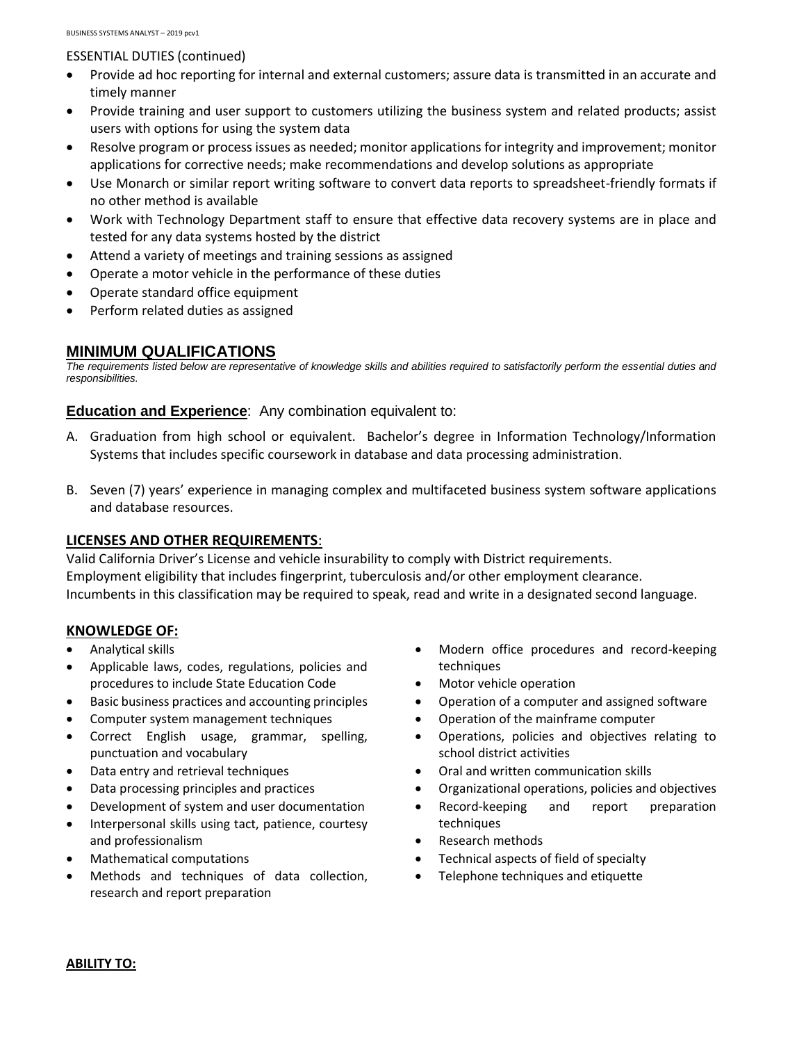ESSENTIAL DUTIES (continued)

- Provide ad hoc reporting for internal and external customers; assure data is transmitted in an accurate and timely manner
- Provide training and user support to customers utilizing the business system and related products; assist users with options for using the system data
- Resolve program or process issues as needed; monitor applications for integrity and improvement; monitor applications for corrective needs; make recommendations and develop solutions as appropriate
- Use Monarch or similar report writing software to convert data reports to spreadsheet-friendly formats if no other method is available
- Work with Technology Department staff to ensure that effective data recovery systems are in place and tested for any data systems hosted by the district
- Attend a variety of meetings and training sessions as assigned
- Operate a motor vehicle in the performance of these duties
- Operate standard office equipment
- Perform related duties as assigned

## MINIMUM QUALIFICATIONS

*The requirements listed below are representative of knowledge skills and abilities required to satisfactorily perform the essential duties and responsibilities.*

**Education and Experience**: Any combination equivalent to:

A. Graduation from high school or equivalent. Bachelor's degree in Information Technology/Information Systems that includes specific coursework in database and data processing administration.

B. Seven (7) years' experience in managing complex and multifaceted business system software applications and database resources.

**LICENSES AND OTHER REQUIREMENTS**:

Valid California Driver's License and vehicle insurability to comply with District requirements.
Employment eligibility that includes fingerprint, tuberculosis and/or other employment clearance.
Incumbents in this classification may be required to speak, read and write in a designated second language.

**KNOWLEDGE OF:**

- Analytical skills
- Applicable laws, codes, regulations, policies and procedures to include State Education Code
- Basic business practices and accounting principles
- Computer system management techniques
- Correct English usage, grammar, spelling, punctuation and vocabulary
- Data entry and retrieval techniques
- Data processing principles and practices
- Development of system and user documentation
- Interpersonal skills using tact, patience, courtesy and professionalism
- Mathematical computations
- Methods and techniques of data collection, research and report preparation
- Modern office procedures and record-keeping techniques
- Motor vehicle operation
- Operation of a computer and assigned software
- Operation of the mainframe computer
- Operations, policies and objectives relating to school district activities
- Oral and written communication skills
- Organizational operations, policies and objectives
- Record-keeping and report preparation techniques
- Research methods
- Technical aspects of field of specialty
- Telephone techniques and etiquette

**ABILITY TO:**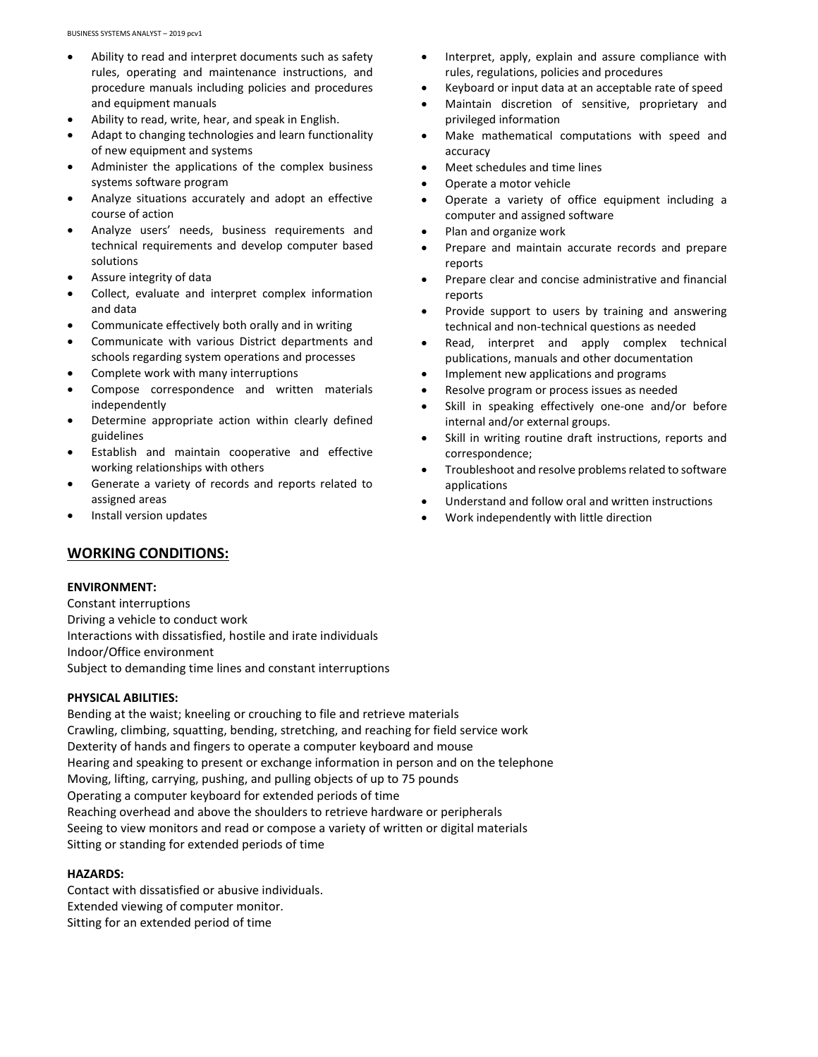- Ability to read and interpret documents such as safety rules, operating and maintenance instructions, and procedure manuals including policies and procedures and equipment manuals
- Ability to read, write, hear, and speak in English.
- Adapt to changing technologies and learn functionality of new equipment and systems
- Administer the applications of the complex business systems software program
- Analyze situations accurately and adopt an effective course of action
- Analyze users' needs, business requirements and technical requirements and develop computer based solutions
- Assure integrity of data
- Collect, evaluate and interpret complex information and data
- Communicate effectively both orally and in writing
- Communicate with various District departments and schools regarding system operations and processes
- Complete work with many interruptions
- Compose correspondence and written materials independently
- Determine appropriate action within clearly defined guidelines
- Establish and maintain cooperative and effective working relationships with others
- Generate a variety of records and reports related to assigned areas
- Install version updates
- Interpret, apply, explain and assure compliance with rules, regulations, policies and procedures
- Keyboard or input data at an acceptable rate of speed
- Maintain discretion of sensitive, proprietary and privileged information
- Make mathematical computations with speed and accuracy
- Meet schedules and time lines
- Operate a motor vehicle
- Operate a variety of office equipment including a computer and assigned software
- Plan and organize work
- Prepare and maintain accurate records and prepare reports
- Prepare clear and concise administrative and financial reports
- Provide support to users by training and answering technical and non-technical questions as needed
- Read, interpret and apply complex technical publications, manuals and other documentation
- Implement new applications and programs
- Resolve program or process issues as needed
- Skill in speaking effectively one-one and/or before internal and/or external groups.
- Skill in writing routine draft instructions, reports and correspondence;
- Troubleshoot and resolve problems related to software applications
- Understand and follow oral and written instructions
- Work independently with little direction

## WORKING CONDITIONS:

**ENVIRONMENT:**

Constant interruptions
Driving a vehicle to conduct work
Interactions with dissatisfied, hostile and irate individuals
Indoor/Office environment
Subject to demanding time lines and constant interruptions

**PHYSICAL ABILITIES:**

Bending at the waist; kneeling or crouching to file and retrieve materials
Crawling, climbing, squatting, bending, stretching, and reaching for field service work
Dexterity of hands and fingers to operate a computer keyboard and mouse
Hearing and speaking to present or exchange information in person and on the telephone
Moving, lifting, carrying, pushing, and pulling objects of up to 75 pounds
Operating a computer keyboard for extended periods of time
Reaching overhead and above the shoulders to retrieve hardware or peripherals
Seeing to view monitors and read or compose a variety of written or digital materials
Sitting or standing for extended periods of time

**HAZARDS:**

Contact with dissatisfied or abusive individuals.
Extended viewing of computer monitor.
Sitting for an extended period of time